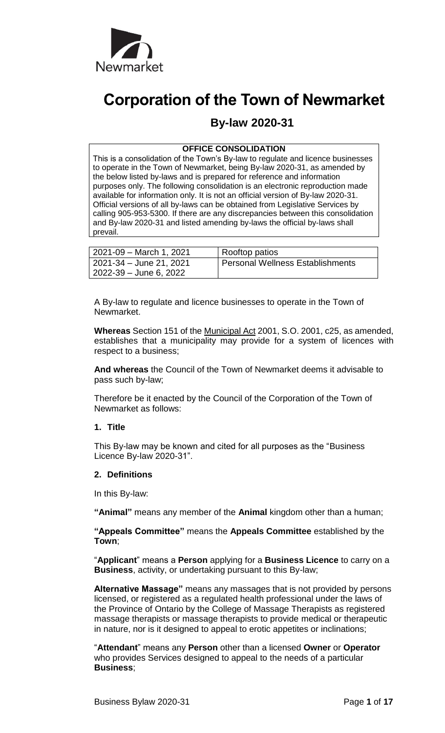# Corporation of the Town of Newmarket

## By-law 2020-31

**OFFICE CONSOLIDATION**

This is a consolidation of the Town's By-law to regulate and licence businesses to operate in the Town of Newmarket, being By-law 2020-31, as amended by the below listed by-laws and is prepared for reference and information purposes only. The following consolidation is an electronic reproduction made available for information only. It is not an official version of By-law 2020-31. Official versions of all by-laws can be obtained from Legislative Services by calling 905-953-5300. If there are any discrepancies between this consolidation and By-law 2020-31 and listed amending by-laws the official by-laws shall prevail.

| | |
|---|---|
| 2021-09 – March 1, 2021 | Rooftop patios |
| 2021-34 – June 21, 2021<br>2022-39 – June 6, 2022 | Personal Wellness Establishments |

A By-law to regulate and licence businesses to operate in the Town of Newmarket.

**Whereas** Section 151 of the Municipal Act 2001, S.O. 2001, c25, as amended, establishes that a municipality may provide for a system of licences with respect to a business;

**And whereas** the Council of the Town of Newmarket deems it advisable to pass such by-law;

Therefore be it enacted by the Council of the Corporation of the Town of Newmarket as follows:

### 1. Title

This By-law may be known and cited for all purposes as the "Business Licence By-law 2020-31".

### 2. Definitions

In this By-law:

**"Animal"** means any member of the **Animal** kingdom other than a human;

**"Appeals Committee"** means the **Appeals Committee** established by the **Town**;

"**Applicant**" means a **Person** applying for a **Business Licence** to carry on a **Business**, activity, or undertaking pursuant to this By-law;

**Alternative Massage"** means any massages that is not provided by persons licensed, or registered as a regulated health professional under the laws of the Province of Ontario by the College of Massage Therapists as registered massage therapists or massage therapists to provide medical or therapeutic in nature, nor is it designed to appeal to erotic appetites or inclinations;

"**Attendant**" means any **Person** other than a licensed **Owner** or **Operator** who provides Services designed to appeal to the needs of a particular **Business**;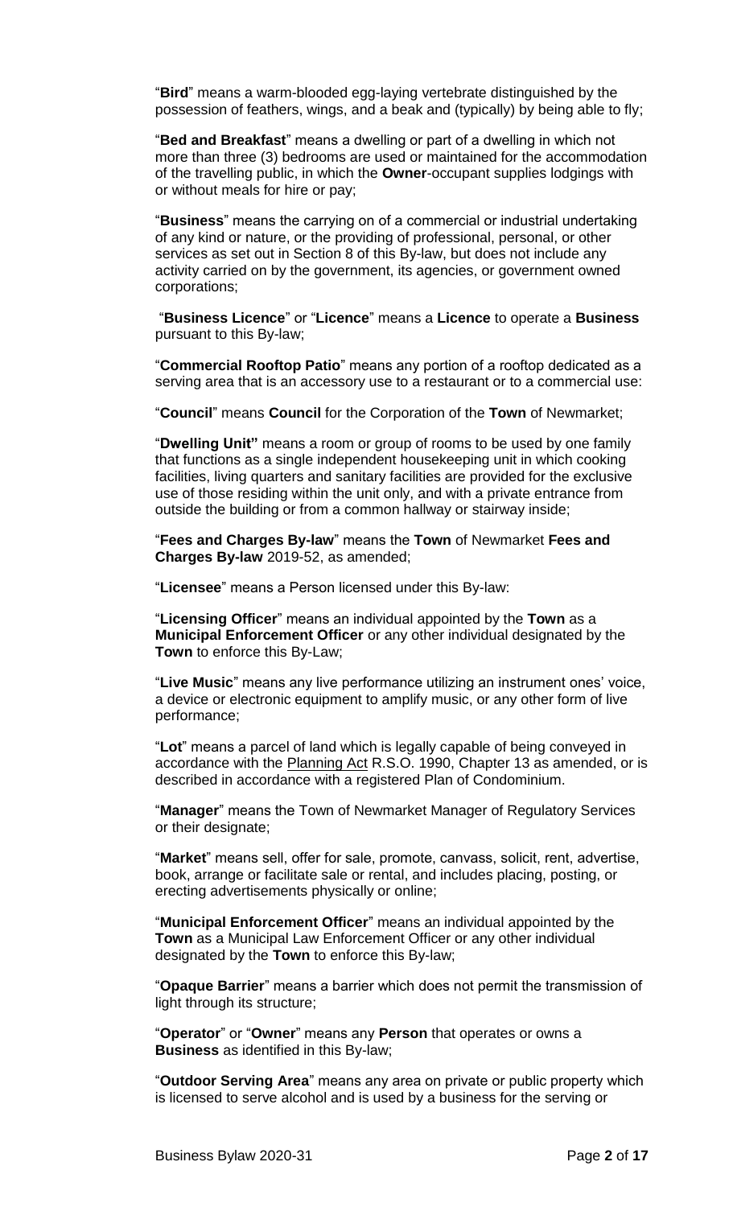"**Bird**" means a warm-blooded egg-laying vertebrate distinguished by the possession of feathers, wings, and a beak and (typically) by being able to fly;

"**Bed and Breakfast**" means a dwelling or part of a dwelling in which not more than three (3) bedrooms are used or maintained for the accommodation of the travelling public, in which the **Owner**-occupant supplies lodgings with or without meals for hire or pay;

"**Business**" means the carrying on of a commercial or industrial undertaking of any kind or nature, or the providing of professional, personal, or other services as set out in Section 8 of this By-law, but does not include any activity carried on by the government, its agencies, or government owned corporations;

"**Business Licence**" or "**Licence**" means a **Licence** to operate a **Business** pursuant to this By-law;

"**Commercial Rooftop Patio**" means any portion of a rooftop dedicated as a serving area that is an accessory use to a restaurant or to a commercial use:

"**Council**" means **Council** for the Corporation of the **Town** of Newmarket;

"**Dwelling Unit"** means a room or group of rooms to be used by one family that functions as a single independent housekeeping unit in which cooking facilities, living quarters and sanitary facilities are provided for the exclusive use of those residing within the unit only, and with a private entrance from outside the building or from a common hallway or stairway inside;

"**Fees and Charges By-law**" means the **Town** of Newmarket **Fees and Charges By-law** 2019-52, as amended;

"**Licensee**" means a Person licensed under this By-law:

"**Licensing Officer**" means an individual appointed by the **Town** as a **Municipal Enforcement Officer** or any other individual designated by the **Town** to enforce this By-Law;

"**Live Music**" means any live performance utilizing an instrument ones' voice, a device or electronic equipment to amplify music, or any other form of live performance;

"**Lot**" means a parcel of land which is legally capable of being conveyed in accordance with the Planning Act R.S.O. 1990, Chapter 13 as amended, or is described in accordance with a registered Plan of Condominium.

"**Manager**" means the Town of Newmarket Manager of Regulatory Services or their designate;

"**Market**" means sell, offer for sale, promote, canvass, solicit, rent, advertise, book, arrange or facilitate sale or rental, and includes placing, posting, or erecting advertisements physically or online;

"**Municipal Enforcement Officer**" means an individual appointed by the **Town** as a Municipal Law Enforcement Officer or any other individual designated by the **Town** to enforce this By-law;

"**Opaque Barrier**" means a barrier which does not permit the transmission of light through its structure;

"**Operator**" or "**Owner**" means any **Person** that operates or owns a **Business** as identified in this By-law;

"**Outdoor Serving Area**" means any area on private or public property which is licensed to serve alcohol and is used by a business for the serving or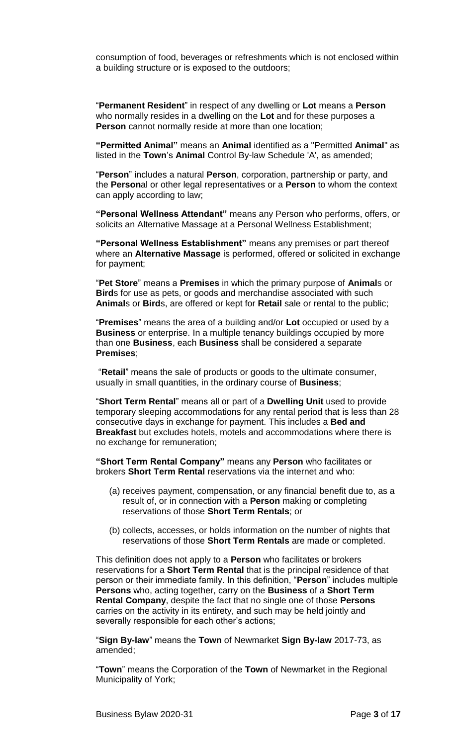consumption of food, beverages or refreshments which is not enclosed within a building structure or is exposed to the outdoors;

"**Permanent Resident**" in respect of any dwelling or **Lot** means a **Person** who normally resides in a dwelling on the **Lot** and for these purposes a **Person** cannot normally reside at more than one location;

**"Permitted Animal"** means an **Animal** identified as a "Permitted **Animal**" as listed in the **Town**'s **Animal** Control By-law Schedule 'A', as amended;

"**Person**" includes a natural **Person**, corporation, partnership or party, and the **Person**al or other legal representatives or a **Person** to whom the context can apply according to law;

**"Personal Wellness Attendant"** means any Person who performs, offers, or solicits an Alternative Massage at a Personal Wellness Establishment;

**"Personal Wellness Establishment"** means any premises or part thereof where an **Alternative Massage** is performed, offered or solicited in exchange for payment;

"**Pet Store**" means a **Premises** in which the primary purpose of **Animal**s or **Bird**s for use as pets, or goods and merchandise associated with such **Animal**s or **Bird**s, are offered or kept for **Retail** sale or rental to the public;

"**Premises**" means the area of a building and/or **Lot** occupied or used by a **Business** or enterprise. In a multiple tenancy buildings occupied by more than one **Business**, each **Business** shall be considered a separate **Premises**;

"**Retail**" means the sale of products or goods to the ultimate consumer, usually in small quantities, in the ordinary course of **Business**;

"**Short Term Rental**" means all or part of a **Dwelling Unit** used to provide temporary sleeping accommodations for any rental period that is less than 28 consecutive days in exchange for payment. This includes a **Bed and Breakfast** but excludes hotels, motels and accommodations where there is no exchange for remuneration;

**"Short Term Rental Company"** means any **Person** who facilitates or brokers **Short Term Rental** reservations via the internet and who:

(a) receives payment, compensation, or any financial benefit due to, as a result of, or in connection with a **Person** making or completing reservations of those **Short Term Rentals**; or

(b) collects, accesses, or holds information on the number of nights that reservations of those **Short Term Rentals** are made or completed.

This definition does not apply to a **Person** who facilitates or brokers reservations for a **Short Term Rental** that is the principal residence of that person or their immediate family. In this definition, "**Person**" includes multiple **Persons** who, acting together, carry on the **Business** of a **Short Term Rental Company**, despite the fact that no single one of those **Persons** carries on the activity in its entirety, and such may be held jointly and severally responsible for each other's actions;

"**Sign By-law**" means the **Town** of Newmarket **Sign By-law** 2017-73, as amended;

"**Town**" means the Corporation of the **Town** of Newmarket in the Regional Municipality of York;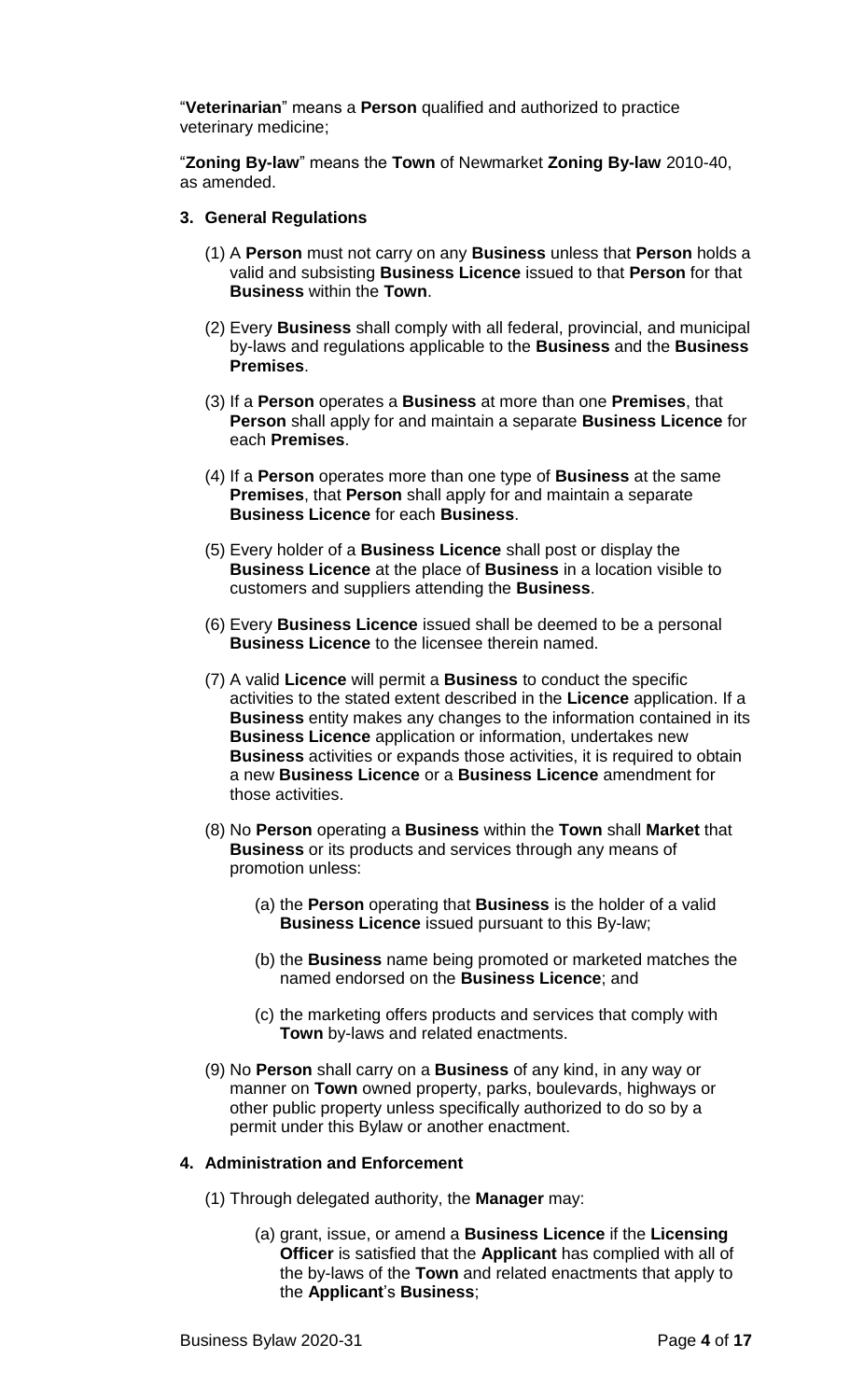"**Veterinarian**" means a **Person** qualified and authorized to practice veterinary medicine;

"**Zoning By-law**" means the **Town** of Newmarket **Zoning By-law** 2010-40, as amended.

## 3. General Regulations

(1) A **Person** must not carry on any **Business** unless that **Person** holds a valid and subsisting **Business Licence** issued to that **Person** for that **Business** within the **Town**.

(2) Every **Business** shall comply with all federal, provincial, and municipal by-laws and regulations applicable to the **Business** and the **Business Premises**.

(3) If a **Person** operates a **Business** at more than one **Premises**, that **Person** shall apply for and maintain a separate **Business Licence** for each **Premises**.

(4) If a **Person** operates more than one type of **Business** at the same **Premises**, that **Person** shall apply for and maintain a separate **Business Licence** for each **Business**.

(5) Every holder of a **Business Licence** shall post or display the **Business Licence** at the place of **Business** in a location visible to customers and suppliers attending the **Business**.

(6) Every **Business Licence** issued shall be deemed to be a personal **Business Licence** to the licensee therein named.

(7) A valid **Licence** will permit a **Business** to conduct the specific activities to the stated extent described in the **Licence** application. If a **Business** entity makes any changes to the information contained in its **Business Licence** application or information, undertakes new **Business** activities or expands those activities, it is required to obtain a new **Business Licence** or a **Business Licence** amendment for those activities.

(8) No **Person** operating a **Business** within the **Town** shall **Market** that **Business** or its products and services through any means of promotion unless:

(a) the **Person** operating that **Business** is the holder of a valid **Business Licence** issued pursuant to this By-law;

(b) the **Business** name being promoted or marketed matches the named endorsed on the **Business Licence**; and

(c) the marketing offers products and services that comply with **Town** by-laws and related enactments.

(9) No **Person** shall carry on a **Business** of any kind, in any way or manner on **Town** owned property, parks, boulevards, highways or other public property unless specifically authorized to do so by a permit under this Bylaw or another enactment.

## 4. Administration and Enforcement

(1) Through delegated authority, the **Manager** may:

(a) grant, issue, or amend a **Business Licence** if the **Licensing Officer** is satisfied that the **Applicant** has complied with all of the by-laws of the **Town** and related enactments that apply to the **Applicant**'s **Business**;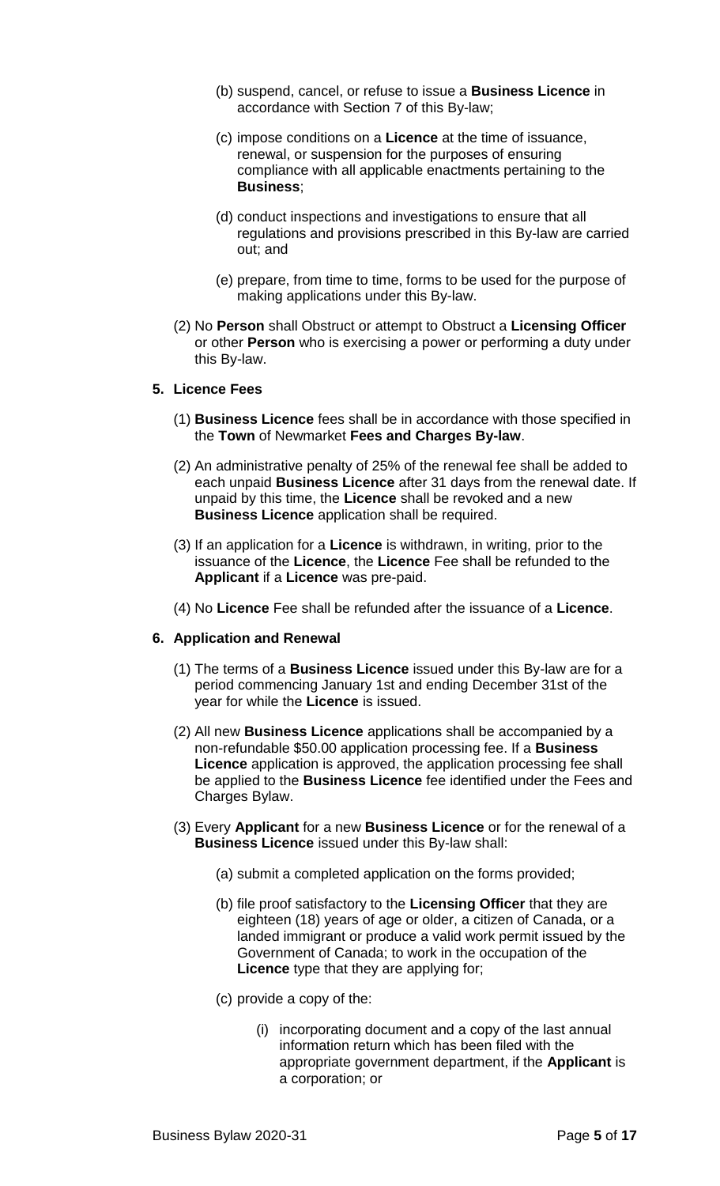(b) suspend, cancel, or refuse to issue a **Business Licence** in accordance with Section 7 of this By-law;

(c) impose conditions on a **Licence** at the time of issuance, renewal, or suspension for the purposes of ensuring compliance with all applicable enactments pertaining to the **Business**;

(d) conduct inspections and investigations to ensure that all regulations and provisions prescribed in this By-law are carried out; and

(e) prepare, from time to time, forms to be used for the purpose of making applications under this By-law.

(2) No **Person** shall Obstruct or attempt to Obstruct a **Licensing Officer** or other **Person** who is exercising a power or performing a duty under this By-law.

**5. Licence Fees**

(1) **Business Licence** fees shall be in accordance with those specified in the **Town** of Newmarket **Fees and Charges By-law**.

(2) An administrative penalty of 25% of the renewal fee shall be added to each unpaid **Business Licence** after 31 days from the renewal date. If unpaid by this time, the **Licence** shall be revoked and a new **Business Licence** application shall be required.

(3) If an application for a **Licence** is withdrawn, in writing, prior to the issuance of the **Licence**, the **Licence** Fee shall be refunded to the **Applicant** if a **Licence** was pre-paid.

(4) No **Licence** Fee shall be refunded after the issuance of a **Licence**.

**6. Application and Renewal**

(1) The terms of a **Business Licence** issued under this By-law are for a period commencing January 1st and ending December 31st of the year for while the **Licence** is issued.

(2) All new **Business Licence** applications shall be accompanied by a non-refundable $50.00 application processing fee. If a **Business Licence** application is approved, the application processing fee shall be applied to the **Business Licence** fee identified under the Fees and Charges Bylaw.

(3) Every **Applicant** for a new **Business Licence** or for the renewal of a **Business Licence** issued under this By-law shall:

(a) submit a completed application on the forms provided;

(b) file proof satisfactory to the **Licensing Officer** that they are eighteen (18) years of age or older, a citizen of Canada, or a landed immigrant or produce a valid work permit issued by the Government of Canada; to work in the occupation of the **Licence** type that they are applying for;

(c) provide a copy of the:

(i) incorporating document and a copy of the last annual information return which has been filed with the appropriate government department, if the **Applicant** is a corporation; or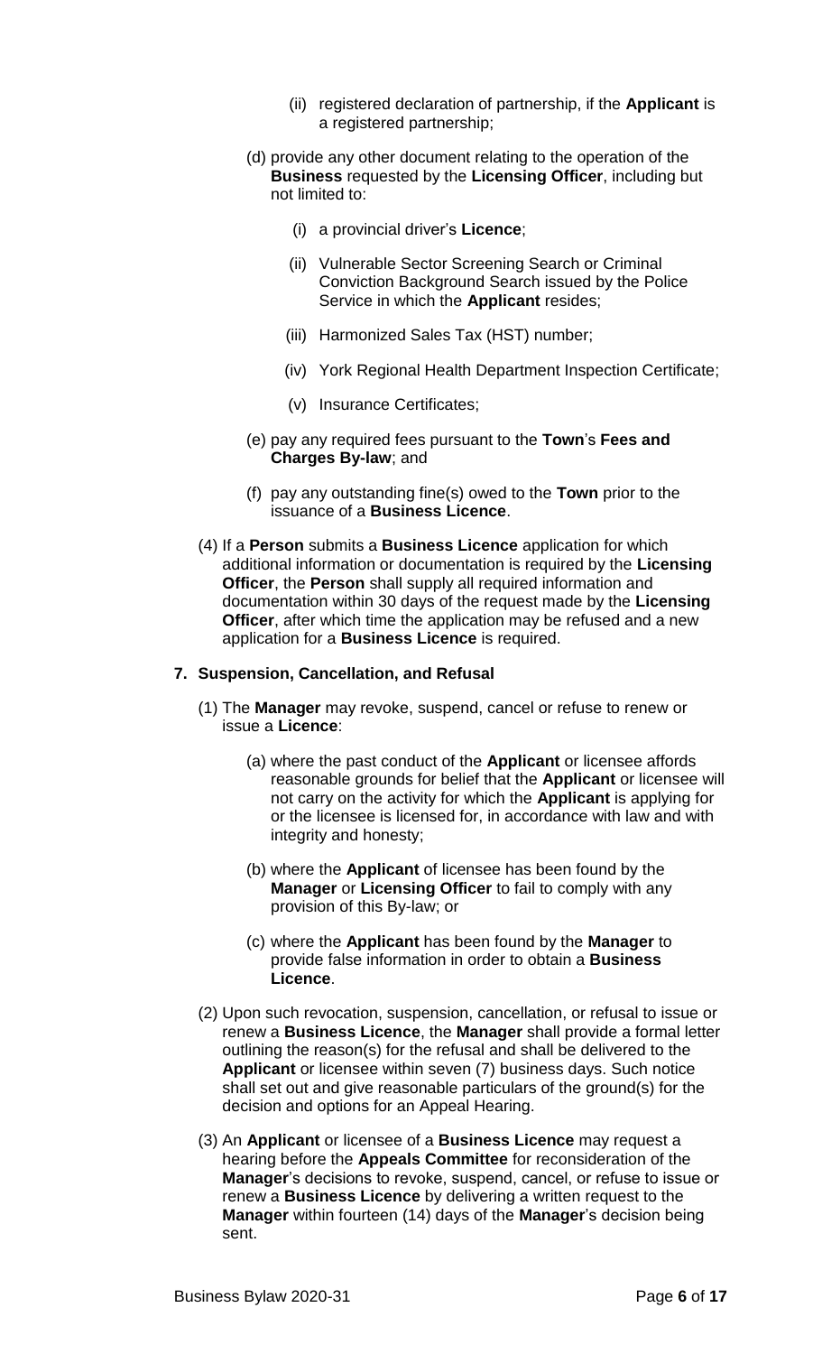- (ii) registered declaration of partnership, if the **Applicant** is a registered partnership;

- (d) provide any other document relating to the operation of the **Business** requested by the **Licensing Officer**, including but not limited to:
  - (i) a provincial driver's **Licence**;
  - (ii) Vulnerable Sector Screening Search or Criminal Conviction Background Search issued by the Police Service in which the **Applicant** resides;
  - (iii) Harmonized Sales Tax (HST) number;
  - (iv) York Regional Health Department Inspection Certificate;
  - (v) Insurance Certificates;
- (e) pay any required fees pursuant to the **Town**'s **Fees and Charges By-law**; and
- (f) pay any outstanding fine(s) owed to the **Town** prior to the issuance of a **Business Licence**.

(4) If a **Person** submits a **Business Licence** application for which additional information or documentation is required by the **Licensing Officer**, the **Person** shall supply all required information and documentation within 30 days of the request made by the **Licensing Officer**, after which time the application may be refused and a new application for a **Business Licence** is required.

## 7. Suspension, Cancellation, and Refusal

(1) The **Manager** may revoke, suspend, cancel or refuse to renew or issue a **Licence**:

- (a) where the past conduct of the **Applicant** or licensee affords reasonable grounds for belief that the **Applicant** or licensee will not carry on the activity for which the **Applicant** is applying for or the licensee is licensed for, in accordance with law and with integrity and honesty;
- (b) where the **Applicant** of licensee has been found by the **Manager** or **Licensing Officer** to fail to comply with any provision of this By-law; or
- (c) where the **Applicant** has been found by the **Manager** to provide false information in order to obtain a **Business Licence**.

(2) Upon such revocation, suspension, cancellation, or refusal to issue or renew a **Business Licence**, the **Manager** shall provide a formal letter outlining the reason(s) for the refusal and shall be delivered to the **Applicant** or licensee within seven (7) business days. Such notice shall set out and give reasonable particulars of the ground(s) for the decision and options for an Appeal Hearing.

(3) An **Applicant** or licensee of a **Business Licence** may request a hearing before the **Appeals Committee** for reconsideration of the **Manager**'s decisions to revoke, suspend, cancel, or refuse to issue or renew a **Business Licence** by delivering a written request to the **Manager** within fourteen (14) days of the **Manager**'s decision being sent.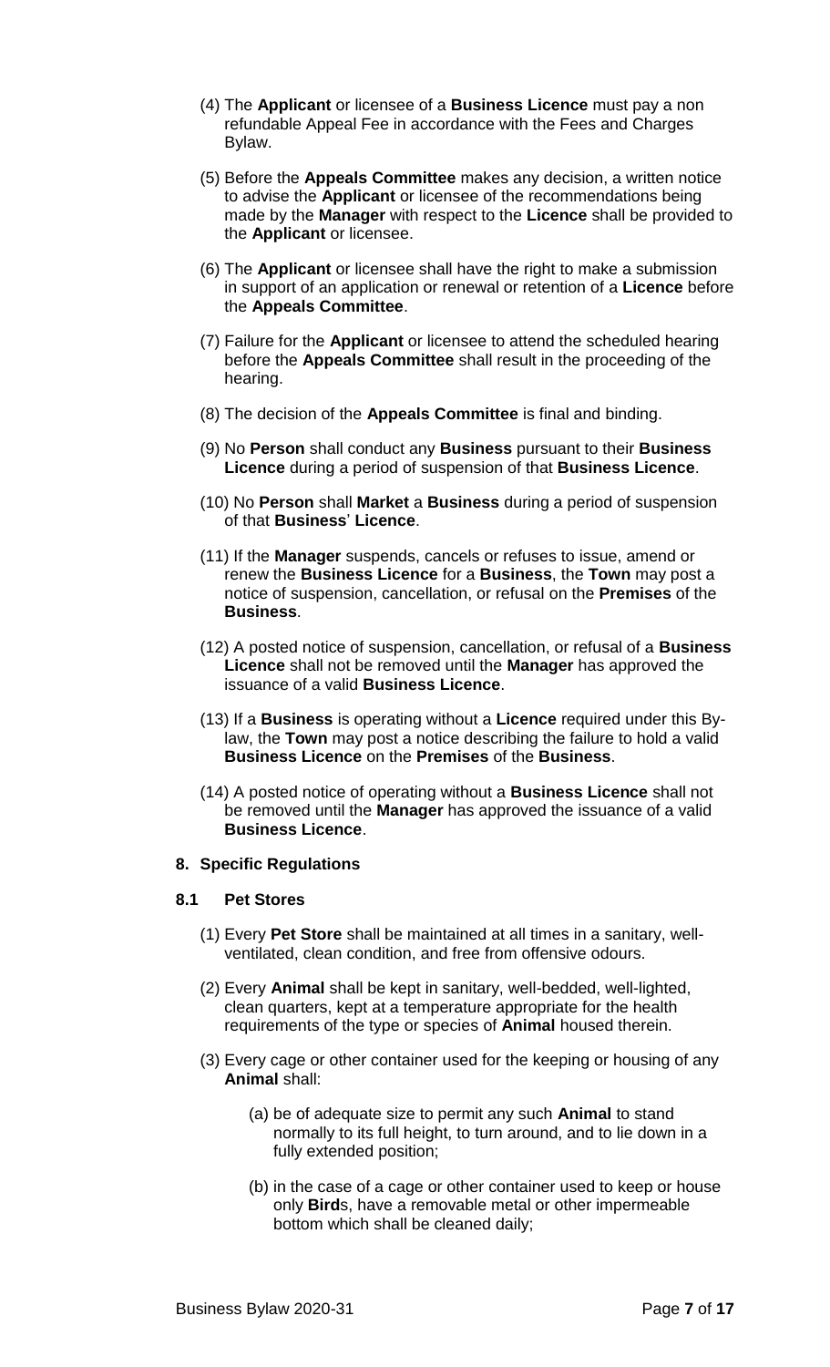(4) The **Applicant** or licensee of a **Business Licence** must pay a non refundable Appeal Fee in accordance with the Fees and Charges Bylaw.

(5) Before the **Appeals Committee** makes any decision, a written notice to advise the **Applicant** or licensee of the recommendations being made by the **Manager** with respect to the **Licence** shall be provided to the **Applicant** or licensee.

(6) The **Applicant** or licensee shall have the right to make a submission in support of an application or renewal or retention of a **Licence** before the **Appeals Committee**.

(7) Failure for the **Applicant** or licensee to attend the scheduled hearing before the **Appeals Committee** shall result in the proceeding of the hearing.

(8) The decision of the **Appeals Committee** is final and binding.

(9) No **Person** shall conduct any **Business** pursuant to their **Business Licence** during a period of suspension of that **Business Licence**.

(10) No **Person** shall **Market** a **Business** during a period of suspension of that **Business**' **Licence**.

(11) If the **Manager** suspends, cancels or refuses to issue, amend or renew the **Business Licence** for a **Business**, the **Town** may post a notice of suspension, cancellation, or refusal on the **Premises** of the **Business**.

(12) A posted notice of suspension, cancellation, or refusal of a **Business Licence** shall not be removed until the **Manager** has approved the issuance of a valid **Business Licence**.

(13) If a **Business** is operating without a **Licence** required under this By-law, the **Town** may post a notice describing the failure to hold a valid **Business Licence** on the **Premises** of the **Business**.

(14) A posted notice of operating without a **Business Licence** shall not be removed until the **Manager** has approved the issuance of a valid **Business Licence**.

## 8. Specific Regulations

### 8.1 Pet Stores

(1) Every **Pet Store** shall be maintained at all times in a sanitary, well-ventilated, clean condition, and free from offensive odours.

(2) Every **Animal** shall be kept in sanitary, well-bedded, well-lighted, clean quarters, kept at a temperature appropriate for the health requirements of the type or species of **Animal** housed therein.

(3) Every cage or other container used for the keeping or housing of any **Animal** shall:

(a) be of adequate size to permit any such **Animal** to stand normally to its full height, to turn around, and to lie down in a fully extended position;

(b) in the case of a cage or other container used to keep or house only **Bird**s, have a removable metal or other impermeable bottom which shall be cleaned daily;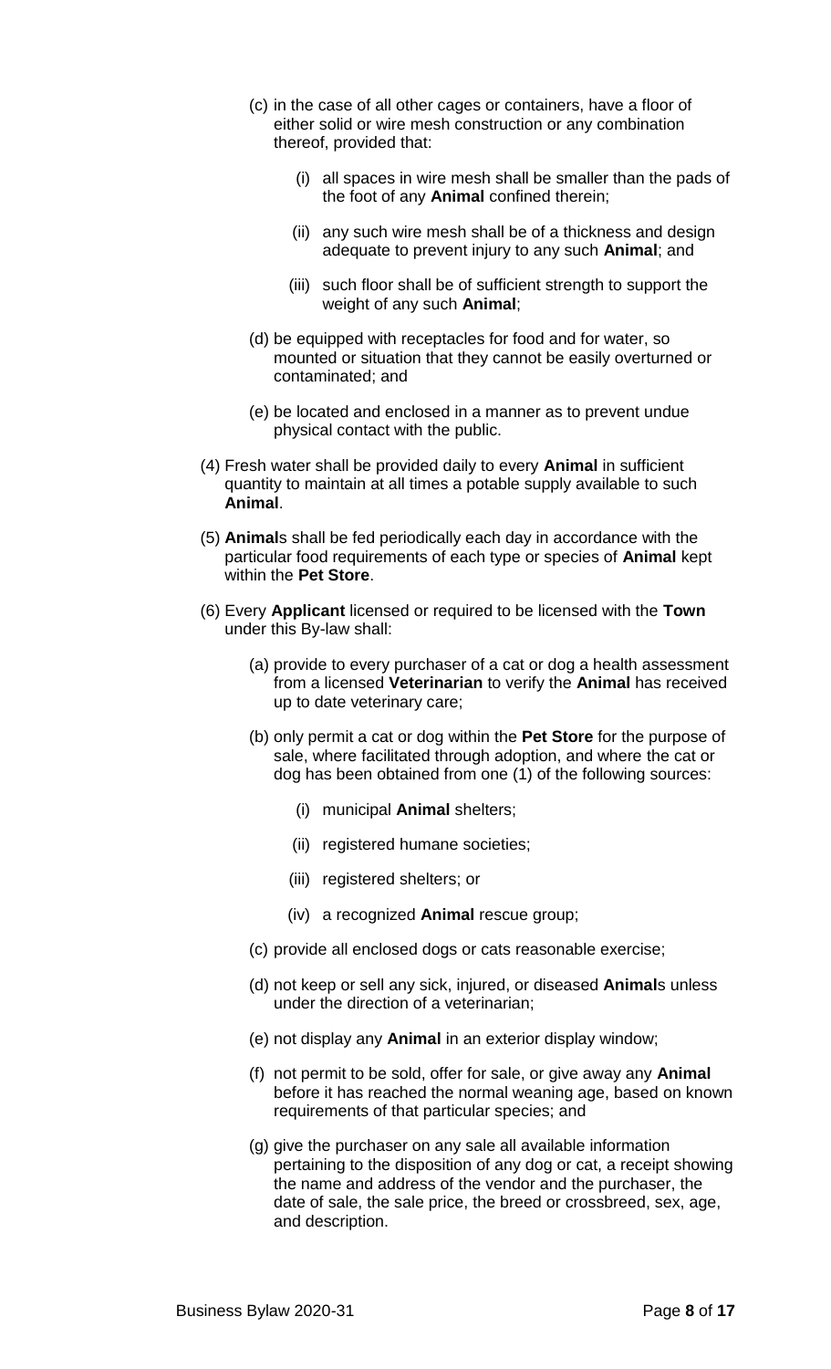(c) in the case of all other cages or containers, have a floor of either solid or wire mesh construction or any combination thereof, provided that:

  (i) all spaces in wire mesh shall be smaller than the pads of the foot of any **Animal** confined therein;

  (ii) any such wire mesh shall be of a thickness and design adequate to prevent injury to any such **Animal**; and

  (iii) such floor shall be of sufficient strength to support the weight of any such **Animal**;

(d) be equipped with receptacles for food and for water, so mounted or situation that they cannot be easily overturned or contaminated; and

(e) be located and enclosed in a manner as to prevent undue physical contact with the public.

(4) Fresh water shall be provided daily to every **Animal** in sufficient quantity to maintain at all times a potable supply available to such **Animal**.

(5) **Animal**s shall be fed periodically each day in accordance with the particular food requirements of each type or species of **Animal** kept within the **Pet Store**.

(6) Every **Applicant** licensed or required to be licensed with the **Town** under this By-law shall:

(a) provide to every purchaser of a cat or dog a health assessment from a licensed **Veterinarian** to verify the **Animal** has received up to date veterinary care;

(b) only permit a cat or dog within the **Pet Store** for the purpose of sale, where facilitated through adoption, and where the cat or dog has been obtained from one (1) of the following sources:

  (i) municipal **Animal** shelters;

  (ii) registered humane societies;

  (iii) registered shelters; or

  (iv) a recognized **Animal** rescue group;

(c) provide all enclosed dogs or cats reasonable exercise;

(d) not keep or sell any sick, injured, or diseased **Animal**s unless under the direction of a veterinarian;

(e) not display any **Animal** in an exterior display window;

(f) not permit to be sold, offer for sale, or give away any **Animal** before it has reached the normal weaning age, based on known requirements of that particular species; and

(g) give the purchaser on any sale all available information pertaining to the disposition of any dog or cat, a receipt showing the name and address of the vendor and the purchaser, the date of sale, the sale price, the breed or crossbreed, sex, age, and description.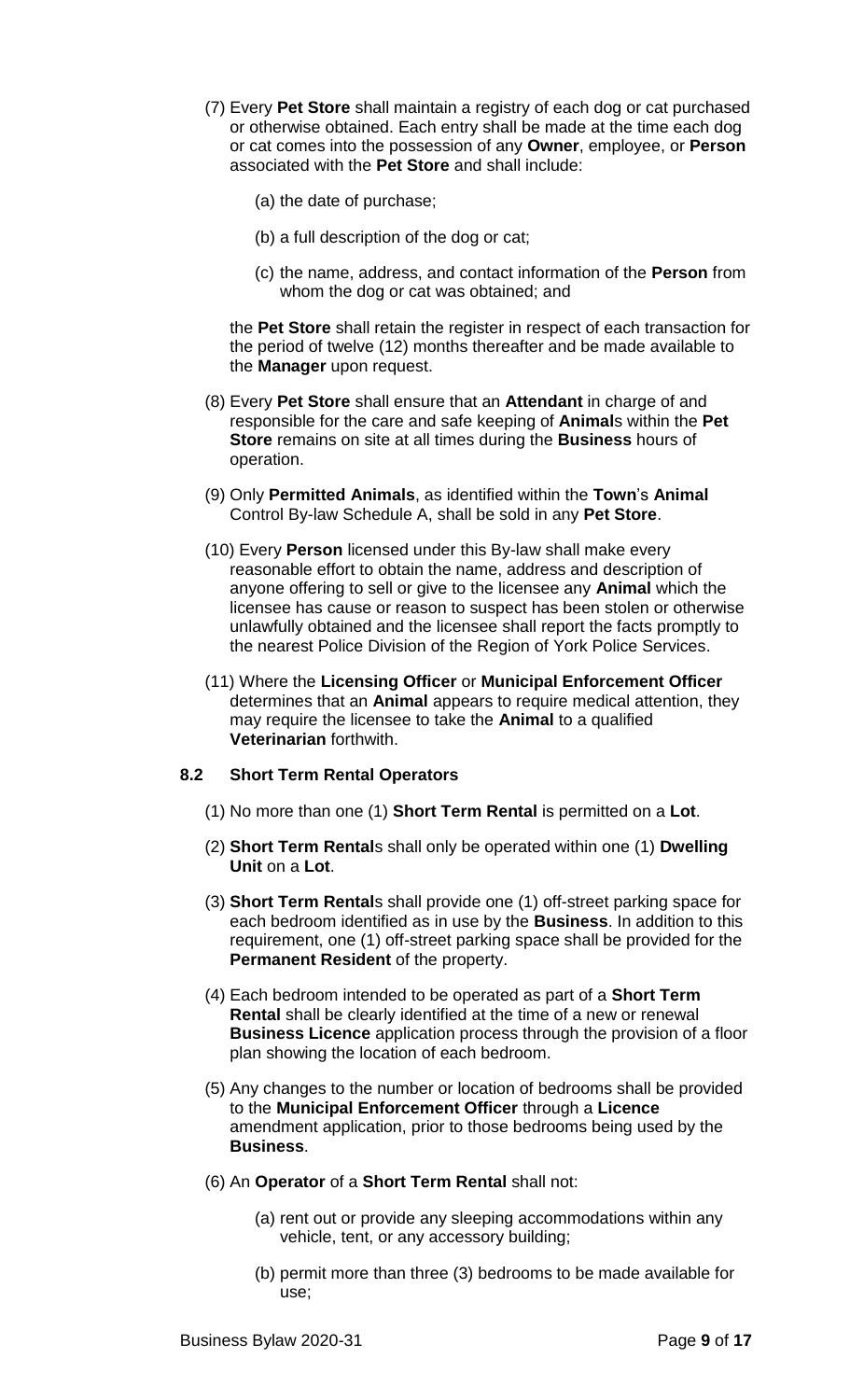(7) Every **Pet Store** shall maintain a registry of each dog or cat purchased or otherwise obtained. Each entry shall be made at the time each dog or cat comes into the possession of any **Owner**, employee, or **Person** associated with the **Pet Store** and shall include:

   (a) the date of purchase;

   (b) a full description of the dog or cat;

   (c) the name, address, and contact information of the **Person** from whom the dog or cat was obtained; and

the **Pet Store** shall retain the register in respect of each transaction for the period of twelve (12) months thereafter and be made available to the **Manager** upon request.

(8) Every **Pet Store** shall ensure that an **Attendant** in charge of and responsible for the care and safe keeping of **Animal**s within the **Pet Store** remains on site at all times during the **Business** hours of operation.

(9) Only **Permitted Animals**, as identified within the **Town**'s **Animal** Control By-law Schedule A, shall be sold in any **Pet Store**.

(10) Every **Person** licensed under this By-law shall make every reasonable effort to obtain the name, address and description of anyone offering to sell or give to the licensee any **Animal** which the licensee has cause or reason to suspect has been stolen or otherwise unlawfully obtained and the licensee shall report the facts promptly to the nearest Police Division of the Region of York Police Services.

(11) Where the **Licensing Officer** or **Municipal Enforcement Officer** determines that an **Animal** appears to require medical attention, they may require the licensee to take the **Animal** to a qualified **Veterinarian** forthwith.

### 8.2 Short Term Rental Operators

(1) No more than one (1) **Short Term Rental** is permitted on a **Lot**.

(2) **Short Term Rental**s shall only be operated within one (1) **Dwelling Unit** on a **Lot**.

(3) **Short Term Rental**s shall provide one (1) off-street parking space for each bedroom identified as in use by the **Business**. In addition to this requirement, one (1) off-street parking space shall be provided for the **Permanent Resident** of the property.

(4) Each bedroom intended to be operated as part of a **Short Term Rental** shall be clearly identified at the time of a new or renewal **Business Licence** application process through the provision of a floor plan showing the location of each bedroom.

(5) Any changes to the number or location of bedrooms shall be provided to the **Municipal Enforcement Officer** through a **Licence** amendment application, prior to those bedrooms being used by the **Business**.

(6) An **Operator** of a **Short Term Rental** shall not:

   (a) rent out or provide any sleeping accommodations within any vehicle, tent, or any accessory building;

   (b) permit more than three (3) bedrooms to be made available for use;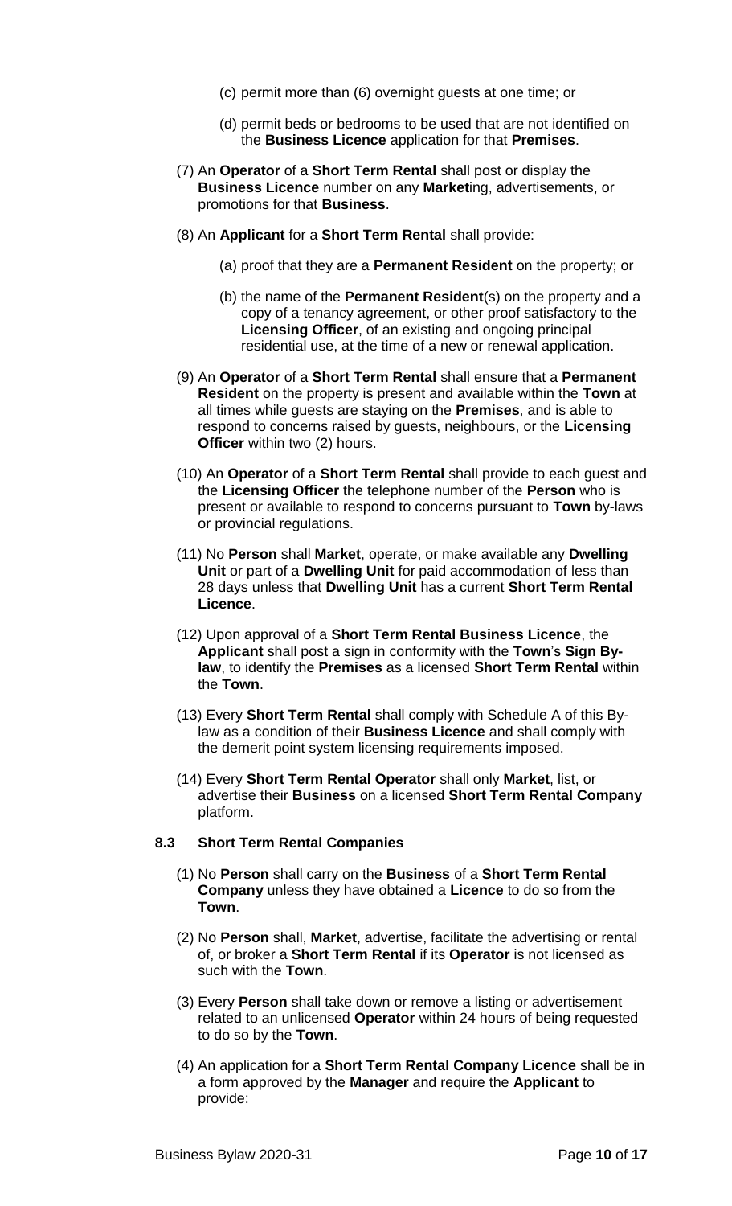(c) permit more than (6) overnight guests at one time; or

(d) permit beds or bedrooms to be used that are not identified on the **Business Licence** application for that **Premises**.

(7) An **Operator** of a **Short Term Rental** shall post or display the **Business Licence** number on any **Market**ing, advertisements, or promotions for that **Business**.

(8) An **Applicant** for a **Short Term Rental** shall provide:

(a) proof that they are a **Permanent Resident** on the property; or

(b) the name of the **Permanent Resident**(s) on the property and a copy of a tenancy agreement, or other proof satisfactory to the **Licensing Officer**, of an existing and ongoing principal residential use, at the time of a new or renewal application.

(9) An **Operator** of a **Short Term Rental** shall ensure that a **Permanent Resident** on the property is present and available within the **Town** at all times while guests are staying on the **Premises**, and is able to respond to concerns raised by guests, neighbours, or the **Licensing Officer** within two (2) hours.

(10) An **Operator** of a **Short Term Rental** shall provide to each guest and the **Licensing Officer** the telephone number of the **Person** who is present or available to respond to concerns pursuant to **Town** by-laws or provincial regulations.

(11) No **Person** shall **Market**, operate, or make available any **Dwelling Unit** or part of a **Dwelling Unit** for paid accommodation of less than 28 days unless that **Dwelling Unit** has a current **Short Term Rental Licence**.

(12) Upon approval of a **Short Term Rental Business Licence**, the **Applicant** shall post a sign in conformity with the **Town**'s **Sign By-law**, to identify the **Premises** as a licensed **Short Term Rental** within the **Town**.

(13) Every **Short Term Rental** shall comply with Schedule A of this By-law as a condition of their **Business Licence** and shall comply with the demerit point system licensing requirements imposed.

(14) Every **Short Term Rental Operator** shall only **Market**, list, or advertise their **Business** on a licensed **Short Term Rental Company** platform.

### 8.3 Short Term Rental Companies

(1) No **Person** shall carry on the **Business** of a **Short Term Rental Company** unless they have obtained a **Licence** to do so from the **Town**.

(2) No **Person** shall, **Market**, advertise, facilitate the advertising or rental of, or broker a **Short Term Rental** if its **Operator** is not licensed as such with the **Town**.

(3) Every **Person** shall take down or remove a listing or advertisement related to an unlicensed **Operator** within 24 hours of being requested to do so by the **Town**.

(4) An application for a **Short Term Rental Company Licence** shall be in a form approved by the **Manager** and require the **Applicant** to provide: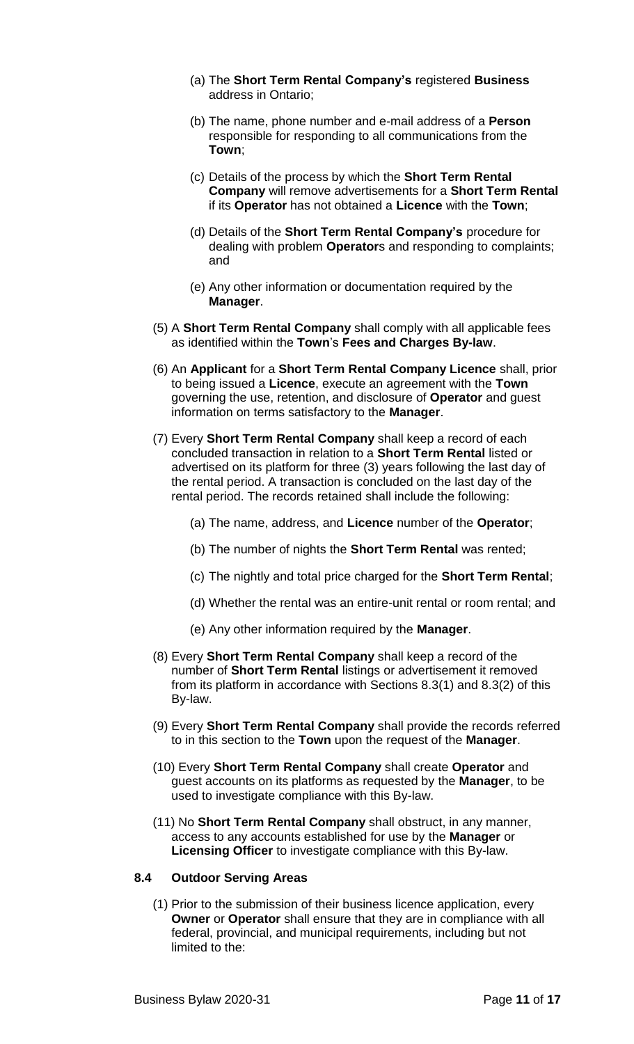(a) The **Short Term Rental Company's** registered **Business** address in Ontario;

(b) The name, phone number and e-mail address of a **Person** responsible for responding to all communications from the **Town**;

(c) Details of the process by which the **Short Term Rental Company** will remove advertisements for a **Short Term Rental** if its **Operator** has not obtained a **Licence** with the **Town**;

(d) Details of the **Short Term Rental Company's** procedure for dealing with problem **Operator**s and responding to complaints; and

(e) Any other information or documentation required by the **Manager**.

(5) A **Short Term Rental Company** shall comply with all applicable fees as identified within the **Town**'s **Fees and Charges By-law**.

(6) An **Applicant** for a **Short Term Rental Company Licence** shall, prior to being issued a **Licence**, execute an agreement with the **Town** governing the use, retention, and disclosure of **Operator** and guest information on terms satisfactory to the **Manager**.

(7) Every **Short Term Rental Company** shall keep a record of each concluded transaction in relation to a **Short Term Rental** listed or advertised on its platform for three (3) years following the last day of the rental period. A transaction is concluded on the last day of the rental period. The records retained shall include the following:

(a) The name, address, and **Licence** number of the **Operator**;

(b) The number of nights the **Short Term Rental** was rented;

(c) The nightly and total price charged for the **Short Term Rental**;

(d) Whether the rental was an entire-unit rental or room rental; and

(e) Any other information required by the **Manager**.

(8) Every **Short Term Rental Company** shall keep a record of the number of **Short Term Rental** listings or advertisement it removed from its platform in accordance with Sections 8.3(1) and 8.3(2) of this By-law.

(9) Every **Short Term Rental Company** shall provide the records referred to in this section to the **Town** upon the request of the **Manager**.

(10) Every **Short Term Rental Company** shall create **Operator** and guest accounts on its platforms as requested by the **Manager**, to be used to investigate compliance with this By-law.

(11) No **Short Term Rental Company** shall obstruct, in any manner, access to any accounts established for use by the **Manager** or **Licensing Officer** to investigate compliance with this By-law.

### 8.4 Outdoor Serving Areas

(1) Prior to the submission of their business licence application, every **Owner** or **Operator** shall ensure that they are in compliance with all federal, provincial, and municipal requirements, including but not limited to the: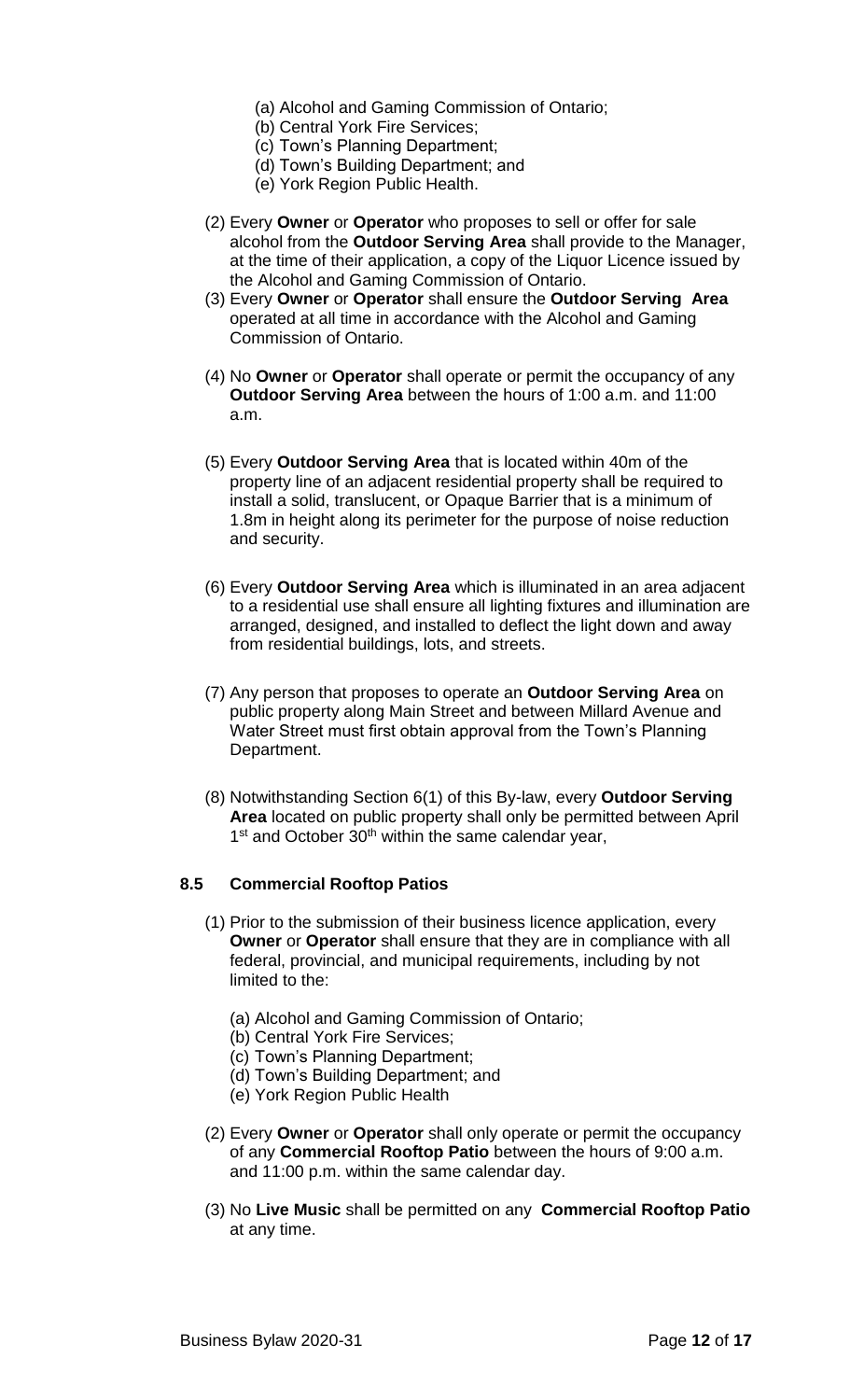(a) Alcohol and Gaming Commission of Ontario;
(b) Central York Fire Services;
(c) Town's Planning Department;
(d) Town's Building Department; and
(e) York Region Public Health.

(2) Every **Owner** or **Operator** who proposes to sell or offer for sale alcohol from the **Outdoor Serving Area** shall provide to the Manager, at the time of their application, a copy of the Liquor Licence issued by the Alcohol and Gaming Commission of Ontario.

(3) Every **Owner** or **Operator** shall ensure the **Outdoor Serving Area** operated at all time in accordance with the Alcohol and Gaming Commission of Ontario.

(4) No **Owner** or **Operator** shall operate or permit the occupancy of any **Outdoor Serving Area** between the hours of 1:00 a.m. and 11:00 a.m.

(5) Every **Outdoor Serving Area** that is located within 40m of the property line of an adjacent residential property shall be required to install a solid, translucent, or Opaque Barrier that is a minimum of 1.8m in height along its perimeter for the purpose of noise reduction and security.

(6) Every **Outdoor Serving Area** which is illuminated in an area adjacent to a residential use shall ensure all lighting fixtures and illumination are arranged, designed, and installed to deflect the light down and away from residential buildings, lots, and streets.

(7) Any person that proposes to operate an **Outdoor Serving Area** on public property along Main Street and between Millard Avenue and Water Street must first obtain approval from the Town's Planning Department.

(8) Notwithstanding Section 6(1) of this By-law, every **Outdoor Serving Area** located on public property shall only be permitted between April 1st and October 30th within the same calendar year,

### 8.5 Commercial Rooftop Patios

(1) Prior to the submission of their business licence application, every **Owner** or **Operator** shall ensure that they are in compliance with all federal, provincial, and municipal requirements, including by not limited to the:

(a) Alcohol and Gaming Commission of Ontario;
(b) Central York Fire Services;
(c) Town's Planning Department;
(d) Town's Building Department; and
(e) York Region Public Health

(2) Every **Owner** or **Operator** shall only operate or permit the occupancy of any **Commercial Rooftop Patio** between the hours of 9:00 a.m. and 11:00 p.m. within the same calendar day.

(3) No **Live Music** shall be permitted on any **Commercial Rooftop Patio** at any time.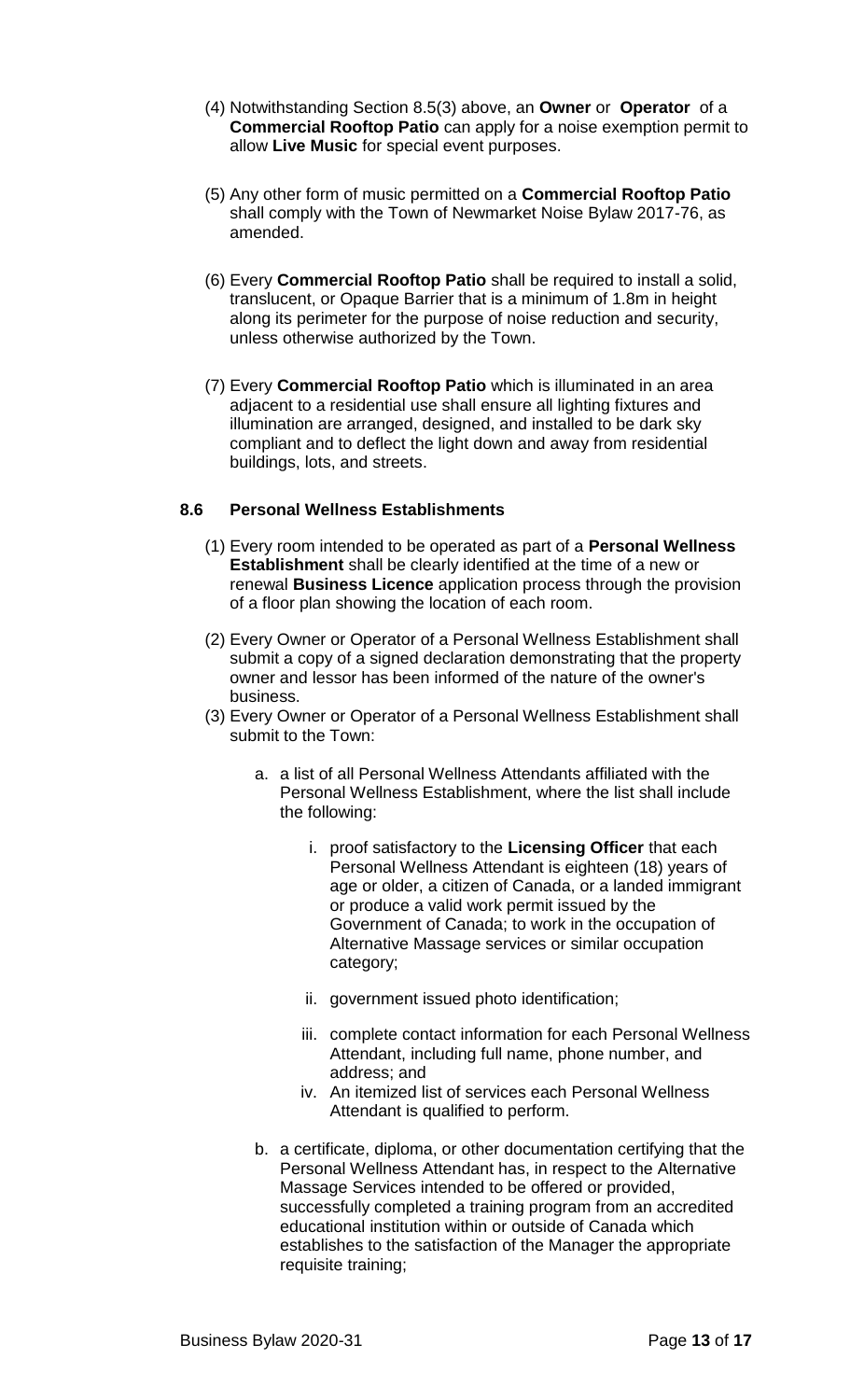(4) Notwithstanding Section 8.5(3) above, an **Owner** or **Operator** of a **Commercial Rooftop Patio** can apply for a noise exemption permit to allow **Live Music** for special event purposes.

(5) Any other form of music permitted on a **Commercial Rooftop Patio** shall comply with the Town of Newmarket Noise Bylaw 2017-76, as amended.

(6) Every **Commercial Rooftop Patio** shall be required to install a solid, translucent, or Opaque Barrier that is a minimum of 1.8m in height along its perimeter for the purpose of noise reduction and security, unless otherwise authorized by the Town.

(7) Every **Commercial Rooftop Patio** which is illuminated in an area adjacent to a residential use shall ensure all lighting fixtures and illumination are arranged, designed, and installed to be dark sky compliant and to deflect the light down and away from residential buildings, lots, and streets.

### 8.6 Personal Wellness Establishments

(1) Every room intended to be operated as part of a **Personal Wellness Establishment** shall be clearly identified at the time of a new or renewal **Business Licence** application process through the provision of a floor plan showing the location of each room.

(2) Every Owner or Operator of a Personal Wellness Establishment shall submit a copy of a signed declaration demonstrating that the property owner and lessor has been informed of the nature of the owner's business.

(3) Every Owner or Operator of a Personal Wellness Establishment shall submit to the Town:

a. a list of all Personal Wellness Attendants affiliated with the Personal Wellness Establishment, where the list shall include the following:

i. proof satisfactory to the **Licensing Officer** that each Personal Wellness Attendant is eighteen (18) years of age or older, a citizen of Canada, or a landed immigrant or produce a valid work permit issued by the Government of Canada; to work in the occupation of Alternative Massage services or similar occupation category;

ii. government issued photo identification;

iii. complete contact information for each Personal Wellness Attendant, including full name, phone number, and address; and

iv. An itemized list of services each Personal Wellness Attendant is qualified to perform.

b. a certificate, diploma, or other documentation certifying that the Personal Wellness Attendant has, in respect to the Alternative Massage Services intended to be offered or provided, successfully completed a training program from an accredited educational institution within or outside of Canada which establishes to the satisfaction of the Manager the appropriate requisite training;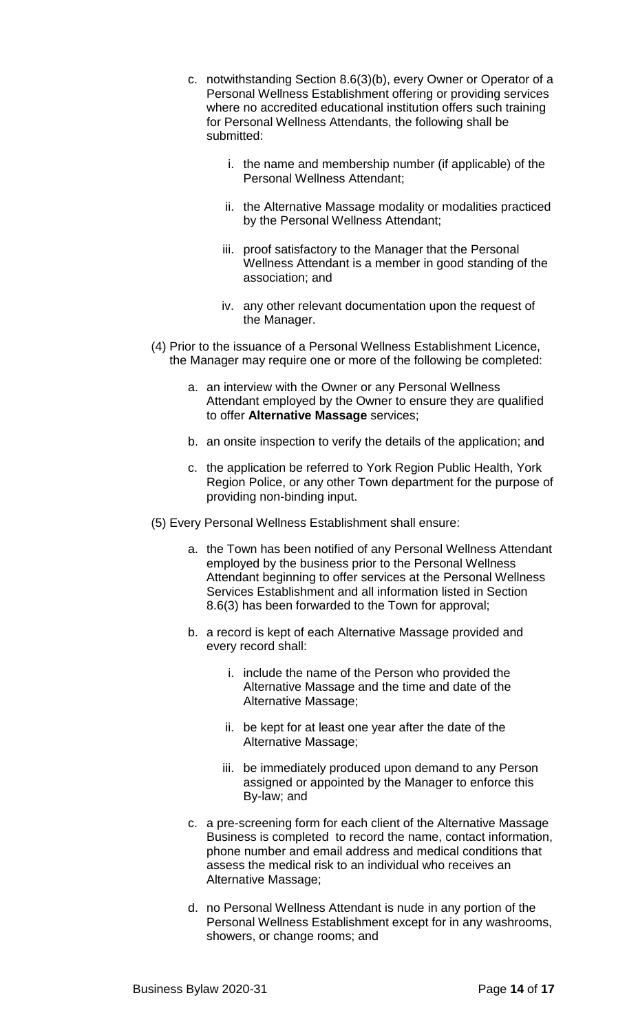c. notwithstanding Section 8.6(3)(b), every Owner or Operator of a Personal Wellness Establishment offering or providing services where no accredited educational institution offers such training for Personal Wellness Attendants, the following shall be submitted:

   i. the name and membership number (if applicable) of the Personal Wellness Attendant;

   ii. the Alternative Massage modality or modalities practiced by the Personal Wellness Attendant;

   iii. proof satisfactory to the Manager that the Personal Wellness Attendant is a member in good standing of the association; and

   iv. any other relevant documentation upon the request of the Manager.

(4) Prior to the issuance of a Personal Wellness Establishment Licence, the Manager may require one or more of the following be completed:

   a. an interview with the Owner or any Personal Wellness Attendant employed by the Owner to ensure they are qualified to offer **Alternative Massage** services;

   b. an onsite inspection to verify the details of the application; and

   c. the application be referred to York Region Public Health, York Region Police, or any other Town department for the purpose of providing non-binding input.

(5) Every Personal Wellness Establishment shall ensure:

   a. the Town has been notified of any Personal Wellness Attendant employed by the business prior to the Personal Wellness Attendant beginning to offer services at the Personal Wellness Services Establishment and all information listed in Section 8.6(3) has been forwarded to the Town for approval;

   b. a record is kept of each Alternative Massage provided and every record shall:

      i. include the name of the Person who provided the Alternative Massage and the time and date of the Alternative Massage;

      ii. be kept for at least one year after the date of the Alternative Massage;

      iii. be immediately produced upon demand to any Person assigned or appointed by the Manager to enforce this By-law; and

   c. a pre-screening form for each client of the Alternative Massage Business is completed to record the name, contact information, phone number and email address and medical conditions that assess the medical risk to an individual who receives an Alternative Massage;

   d. no Personal Wellness Attendant is nude in any portion of the Personal Wellness Establishment except for in any washrooms, showers, or change rooms; and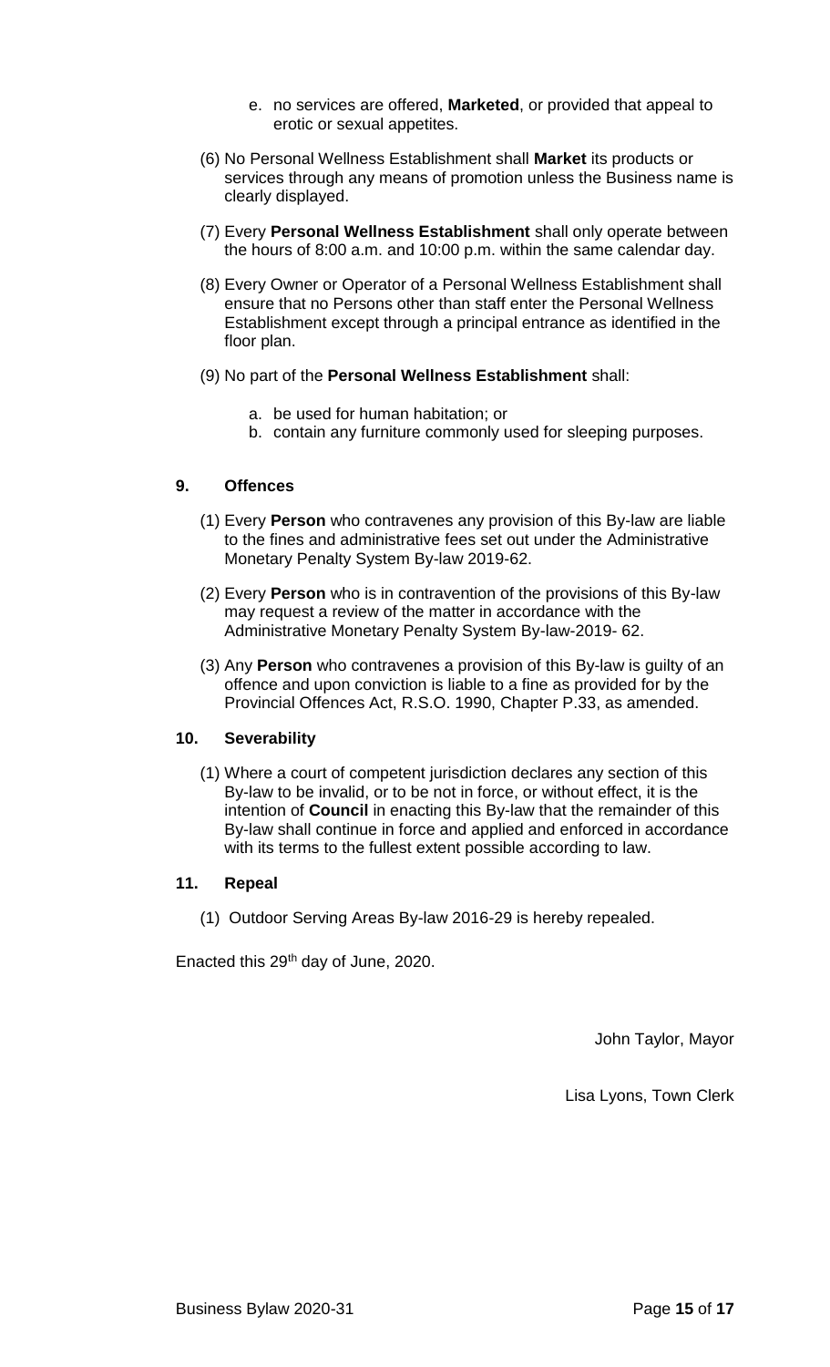e. no services are offered, **Marketed**, or provided that appeal to erotic or sexual appetites.

(6) No Personal Wellness Establishment shall **Market** its products or services through any means of promotion unless the Business name is clearly displayed.

(7) Every **Personal Wellness Establishment** shall only operate between the hours of 8:00 a.m. and 10:00 p.m. within the same calendar day.

(8) Every Owner or Operator of a Personal Wellness Establishment shall ensure that no Persons other than staff enter the Personal Wellness Establishment except through a principal entrance as identified in the floor plan.

(9) No part of the **Personal Wellness Establishment** shall:

a. be used for human habitation; or
b. contain any furniture commonly used for sleeping purposes.

## 9. Offences

(1) Every **Person** who contravenes any provision of this By-law are liable to the fines and administrative fees set out under the Administrative Monetary Penalty System By-law 2019-62.

(2) Every **Person** who is in contravention of the provisions of this By-law may request a review of the matter in accordance with the Administrative Monetary Penalty System By-law-2019- 62.

(3) Any **Person** who contravenes a provision of this By-law is guilty of an offence and upon conviction is liable to a fine as provided for by the Provincial Offences Act, R.S.O. 1990, Chapter P.33, as amended.

## 10. Severability

(1) Where a court of competent jurisdiction declares any section of this By-law to be invalid, or to be not in force, or without effect, it is the intention of **Council** in enacting this By-law that the remainder of this By-law shall continue in force and applied and enforced in accordance with its terms to the fullest extent possible according to law.

## 11. Repeal

(1) Outdoor Serving Areas By-law 2016-29 is hereby repealed.

Enacted this 29th day of June, 2020.

John Taylor, Mayor

Lisa Lyons, Town Clerk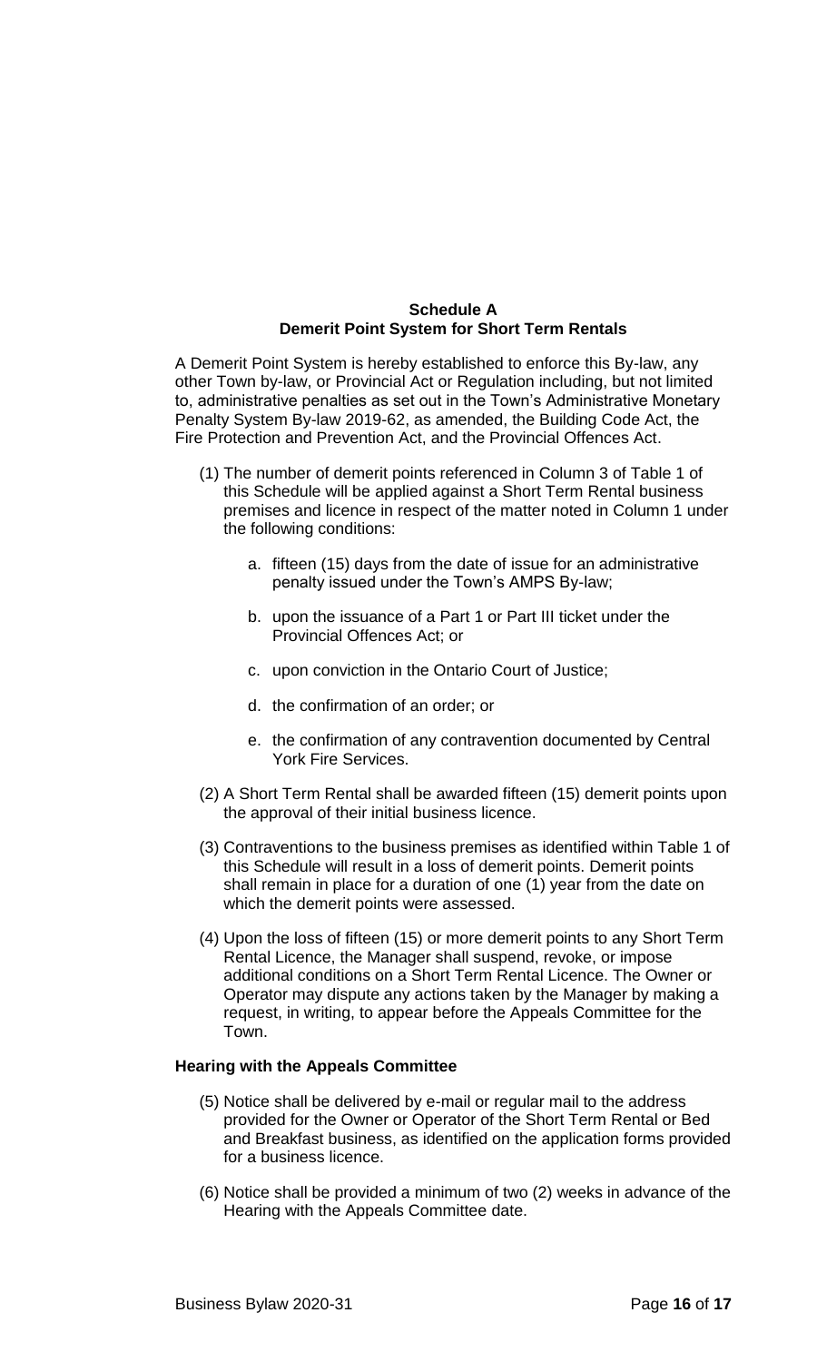## Schedule A
## Demerit Point System for Short Term Rentals

A Demerit Point System is hereby established to enforce this By-law, any other Town by-law, or Provincial Act or Regulation including, but not limited to, administrative penalties as set out in the Town's Administrative Monetary Penalty System By-law 2019-62, as amended, the Building Code Act, the Fire Protection and Prevention Act, and the Provincial Offences Act.

(1) The number of demerit points referenced in Column 3 of Table 1 of this Schedule will be applied against a Short Term Rental business premises and licence in respect of the matter noted in Column 1 under the following conditions:

  a. fifteen (15) days from the date of issue for an administrative penalty issued under the Town's AMPS By-law;

  b. upon the issuance of a Part 1 or Part III ticket under the Provincial Offences Act; or

  c. upon conviction in the Ontario Court of Justice;

  d. the confirmation of an order; or

  e. the confirmation of any contravention documented by Central York Fire Services.

(2) A Short Term Rental shall be awarded fifteen (15) demerit points upon the approval of their initial business licence.

(3) Contraventions to the business premises as identified within Table 1 of this Schedule will result in a loss of demerit points. Demerit points shall remain in place for a duration of one (1) year from the date on which the demerit points were assessed.

(4) Upon the loss of fifteen (15) or more demerit points to any Short Term Rental Licence, the Manager shall suspend, revoke, or impose additional conditions on a Short Term Rental Licence. The Owner or Operator may dispute any actions taken by the Manager by making a request, in writing, to appear before the Appeals Committee for the Town.

**Hearing with the Appeals Committee**

(5) Notice shall be delivered by e-mail or regular mail to the address provided for the Owner or Operator of the Short Term Rental or Bed and Breakfast business, as identified on the application forms provided for a business licence.

(6) Notice shall be provided a minimum of two (2) weeks in advance of the Hearing with the Appeals Committee date.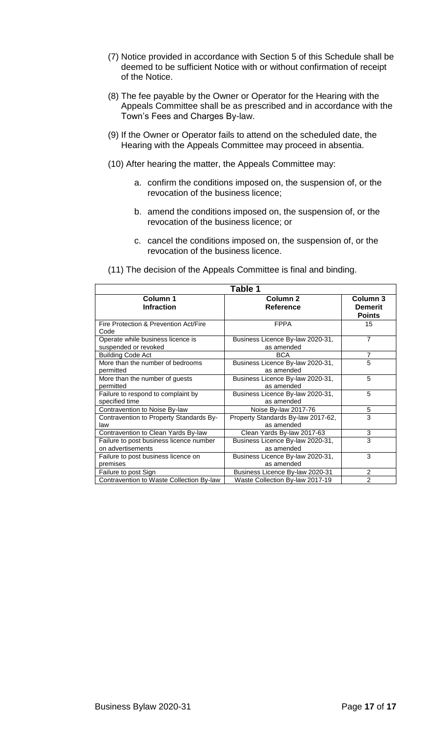(7) Notice provided in accordance with Section 5 of this Schedule shall be deemed to be sufficient Notice with or without confirmation of receipt of the Notice.

(8) The fee payable by the Owner or Operator for the Hearing with the Appeals Committee shall be as prescribed and in accordance with the Town's Fees and Charges By-law.

(9) If the Owner or Operator fails to attend on the scheduled date, the Hearing with the Appeals Committee may proceed in absentia.

(10) After hearing the matter, the Appeals Committee may:

a. confirm the conditions imposed on, the suspension of, or the revocation of the business licence;

b. amend the conditions imposed on, the suspension of, or the revocation of the business licence; or

c. cancel the conditions imposed on, the suspension of, or the revocation of the business licence.

(11) The decision of the Appeals Committee is final and binding.

**Table 1**

| Column 1 Infraction | Column 2 Reference | Column 3 Demerit Points |
|---|---|---|
| Fire Protection & Prevention Act/Fire Code | FPPA | 15 |
| Operate while business licence is suspended or revoked | Business Licence By-law 2020-31, as amended | 7 |
| Building Code Act | BCA | 7 |
| More than the number of bedrooms permitted | Business Licence By-law 2020-31, as amended | 5 |
| More than the number of guests permitted | Business Licence By-law 2020-31, as amended | 5 |
| Failure to respond to complaint by specified time | Business Licence By-law 2020-31, as amended | 5 |
| Contravention to Noise By-law | Noise By-law 2017-76 | 5 |
| Contravention to Property Standards By-law | Property Standards By-law 2017-62, as amended | 3 |
| Contravention to Clean Yards By-law | Clean Yards By-law 2017-63 | 3 |
| Failure to post business licence number on advertisements | Business Licence By-law 2020-31, as amended | 3 |
| Failure to post business licence on premises | Business Licence By-law 2020-31, as amended | 3 |
| Failure to post Sign | Business Licence By-law 2020-31 | 2 |
| Contravention to Waste Collection By-law | Waste Collection By-law 2017-19 | 2 |